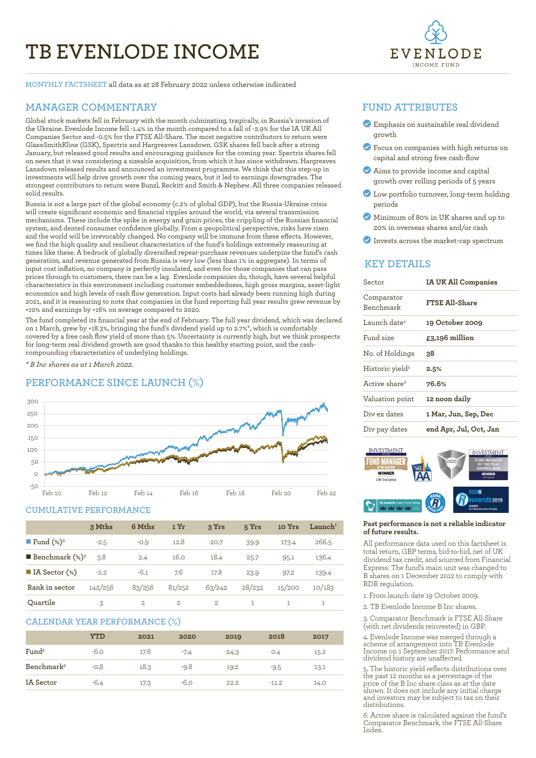# TB EVENLODE INCOME

MONTHLY FACTSHEET all data as at 28 February 2022 unless otherwise indicated

## MANAGER COMMENTARY

Global stock markets fell in February with the month culminating, tragically, in Russia's invasion of the Ukraine. Evenlode Income fell -1.4% in the month compared to a fall of -2.9% for the IA UK All Companies Sector and -0.5% for the FTSE All-Share. The most negative contributors to return were GlaxoSmithKline (GSK), Spectris and Hargreaves Lansdown. GSK shares fell back after a strong January, but released good results and encouraging guidance for the coming year. Spectris shares fell on news that it was considering a sizeable acquisition, from which it has since withdrawn. Hargreaves Lansdown released results and announced an investment programme. We think that this step-up in investments will help drive growth over the coming years, but it led to earnings downgrades. The strongest contributors to return were Bunzl, Reckitt and Smith & Nephew. All three companies released solid results.

Russia is not a large part of the global economy (c.2% of global GDP), but the Russia-Ukraine crisis will create significant economic and financial ripples around the world, via several transmission mechanisms. These include the spike in energy and grain prices, the crippling of the Russian financial system, and dented consumer confidence globally. From a geopolitical perspective, risks have risen and the world will be irrevocably changed. No company will be immune from these effects. However, we find the high quality and resilient characteristics of the fund's holdings extremely reassuring at times like these. A bedrock of globally diversified repeat-purchase revenues underpins the fund's cash generation, and revenue generated from Russia is very low (less than 1% in aggregate). In terms of input cost inflation, no company is perfectly insulated, and even for those companies that can pass prices through to customers, there can be a lag. Evenlode companies do, though, have several helpful characteristics in this environment including customer embeddedness, high gross margins, asset-light economics and high levels of cash flow generation. Input costs had already been running high during 2021, and it is reassuring to note that companies in the fund reporting full year results grew revenue by +10% and earnings by +16% on average compared to 2020.

The fund completed its financial year at the end of February. The full year dividend, which was declared on 1 March, grew by +18.3%, bringing the fund's dividend yield up to 2.7%*, which is comfortably covered by a free cash flow yield of more than 5%. Uncertainty is currently high, but we think prospects for long-term real dividend growth are good thanks to this healthy starting point, and the cash-compounding characteristics of underlying holdings.

*\* B Inc shares as at 1 March 2022.*

## PERFORMANCE SINCE LAUNCH (%)

## CUMULATIVE PERFORMANCE

| | 3 Mths | 6 Mths | 1 Yr | 3 Yrs | 5 Yrs | 10 Yrs | Launch[1] |
|---|---|---|---|---|---|---|---|
| Fund (%)[2] | -2.5 | -0.9 | 12.8 | 20.7 | 39.9 | 173.4 | 266.5 |
| Benchmark (%)[3] | 3.8 | 2.4 | 16.0 | 18.4 | 25.7 | 95.1 | 136.4 |
| IA Sector (%) | -2.2 | -6.1 | 7.6 | 17.8 | 23.9 | 97.2 | 139.4 |
| Rank in sector | 142/256 | 83/256 | 81/252 | 63/242 | 28/232 | 15/200 | 10/183 |
| Quartile | 3 | 2 | 2 | 2 | 1 | 1 | 1 |

## CALENDAR YEAR PERFORMANCE (%)

| | YTD | 2021 | 2020 | 2019 | 2018 | 2017 |
|---|---|---|---|---|---|---|
| Fund[2] | -6.0 | 17.6 | -7.4 | 24.3 | 0.4 | 15.2 |
| Benchmark[3] | -0.8 | 18.3 | -9.8 | 19.2 | -9.5 | 13.1 |
| IA Sector | -6.4 | 17.3 | -6.0 | 22.2 | -11.2 | 14.0 |

## FUND ATTRIBUTES

- Emphasis on sustainable real dividend growth
- Focus on companies with high returns on capital and strong free cash-flow
- Aims to provide income and capital growth over rolling periods of 5 years
- Low portfolio turnover, long-term holding periods
- Minimum of 80% in UK shares and up to 20% in overseas shares and/or cash
- Invests across the market-cap spectrum

## KEY DETAILS

| | |
|---|---|
| Sector | **IA UK All Companies** |
| Comparator Benchmark | **FTSE All-Share** |
| Launch date[4] | **19 October 2009** |
| Fund size | **£3,196 million** |
| No. of Holdings | **38** |
| Historic yield[5] | **2.5%** |
| Active share[6] | **76.6%** |
| Valuation point | **12 noon daily** |
| Div ex dates | **1 Mar, Jun, Sep, Dec** |
| Div pay dates | **end Apr, Jul, Oct, Jan** |

**Past performance is not a reliable indicator of future results.**

All performance data used on this factsheet is total return, GBP terms, bid-to-bid, net of UK dividend tax credit, and sourced from Financial Express. The fund's main unit was changed to B shares on 1 December 2012 to comply with RDR regulation.

1. From launch date 19 October 2009.
2. TB Evenlode Income B Inc shares.
3. Comparator Benchmark is FTSE All-Share (with net dividends reinvested) in GBP.
4. Evenlode Income was merged through a scheme of arrangement into TB Evenlode Income on 1 September 2017. Performance and dividend history are unaffected.
5. The historic yield reflects distributions over the past 12 months as a percentage of the price of the B Inc share class as at the date shown. It does not include any initial charge and investors may be subject to tax on their distributions.
6. Active share is calculated against the fund's Comparator Benchmark, the FTSE All-Share Index.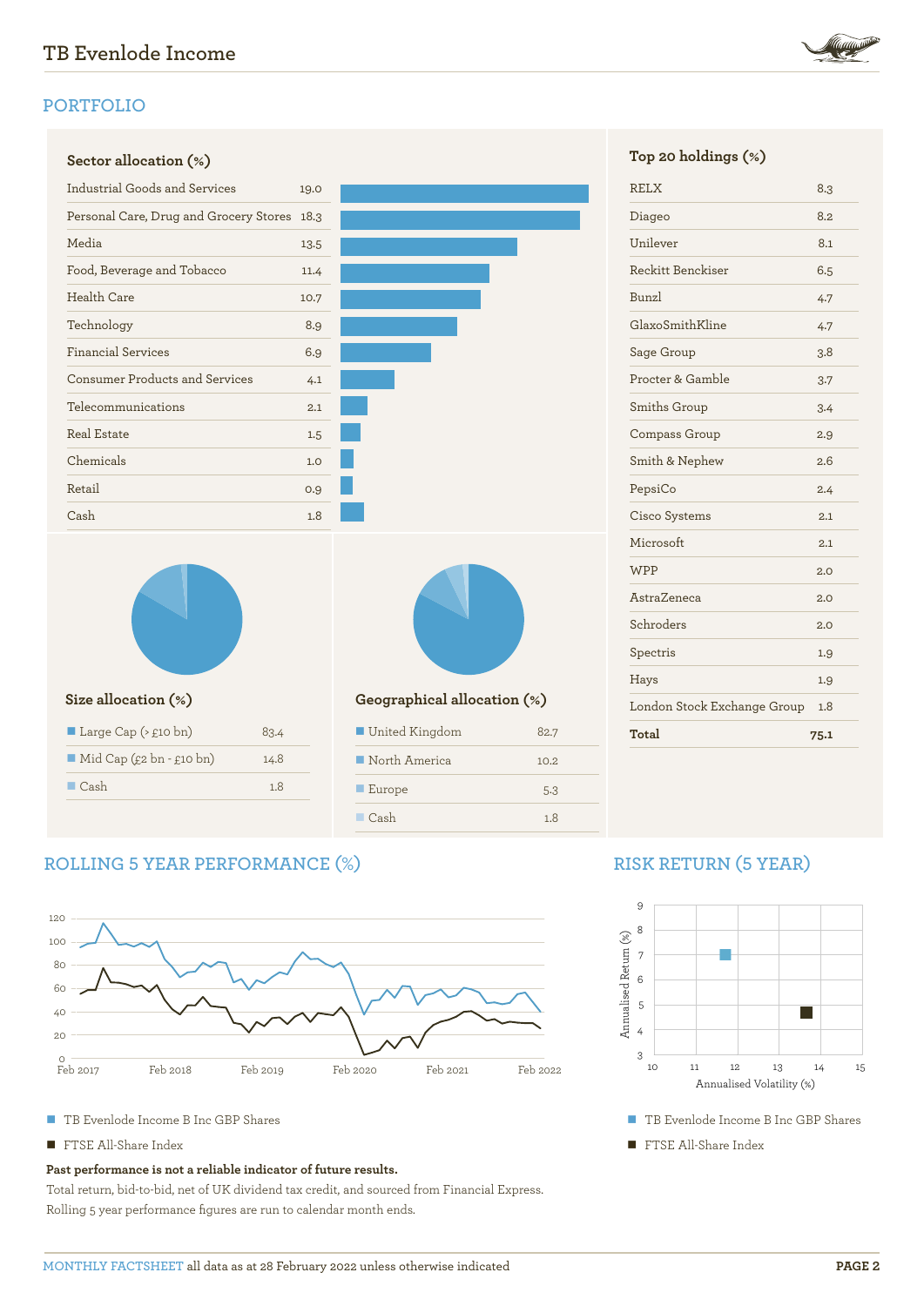## PORTFOLIO

### Sector allocation (%)

| Sector | % |
|---|---|
| Industrial Goods and Services | 19.0 |
| Personal Care, Drug and Grocery Stores | 18.3 |
| Media | 13.5 |
| Food, Beverage and Tobacco | 11.4 |
| Health Care | 10.7 |
| Technology | 8.9 |
| Financial Services | 6.9 |
| Consumer Products and Services | 4.1 |
| Telecommunications | 2.1 |
| Real Estate | 1.5 |
| Chemicals | 1.0 |
| Retail | 0.9 |
| Cash | 1.8 |

### Top 20 holdings (%)

| Holding | % |
|---|---|
| RELX | 8.3 |
| Diageo | 8.2 |
| Unilever | 8.1 |
| Reckitt Benckiser | 6.5 |
| Bunzl | 4.7 |
| GlaxoSmithKline | 4.7 |
| Sage Group | 3.8 |
| Procter & Gamble | 3.7 |
| Smiths Group | 3.4 |
| Compass Group | 2.9 |
| Smith & Nephew | 2.6 |
| PepsiCo | 2.4 |
| Cisco Systems | 2.1 |
| Microsoft | 2.1 |
| WPP | 2.0 |
| AstraZeneca | 2.0 |
| Schroders | 2.0 |
| Spectris | 1.9 |
| Hays | 1.9 |
| London Stock Exchange Group | 1.8 |
| **Total** | **75.1** |

### Size allocation (%)

| Size | % |
|---|---|
| Large Cap (> £10 bn) | 83.4 |
| Mid Cap (£2 bn - £10 bn) | 14.8 |
| Cash | 1.8 |

### Geographical allocation (%)

| Region | % |
|---|---|
| United Kingdom | 82.7 |
| North America | 10.2 |
| Europe | 5.3 |
| Cash | 1.8 |

## ROLLING 5 YEAR PERFORMANCE (%)

- TB Evenlode Income B Inc GBP Shares
- FTSE All-Share Index

**Past performance is not a reliable indicator of future results.**

Total return, bid-to-bid, net of UK dividend tax credit, and sourced from Financial Express. Rolling 5 year performance figures are run to calendar month ends.

## RISK RETURN (5 YEAR)

- TB Evenlode Income B Inc GBP Shares
- FTSE All-Share Index

MONTHLY FACTSHEET all data as at 28 February 2022 unless otherwise indicated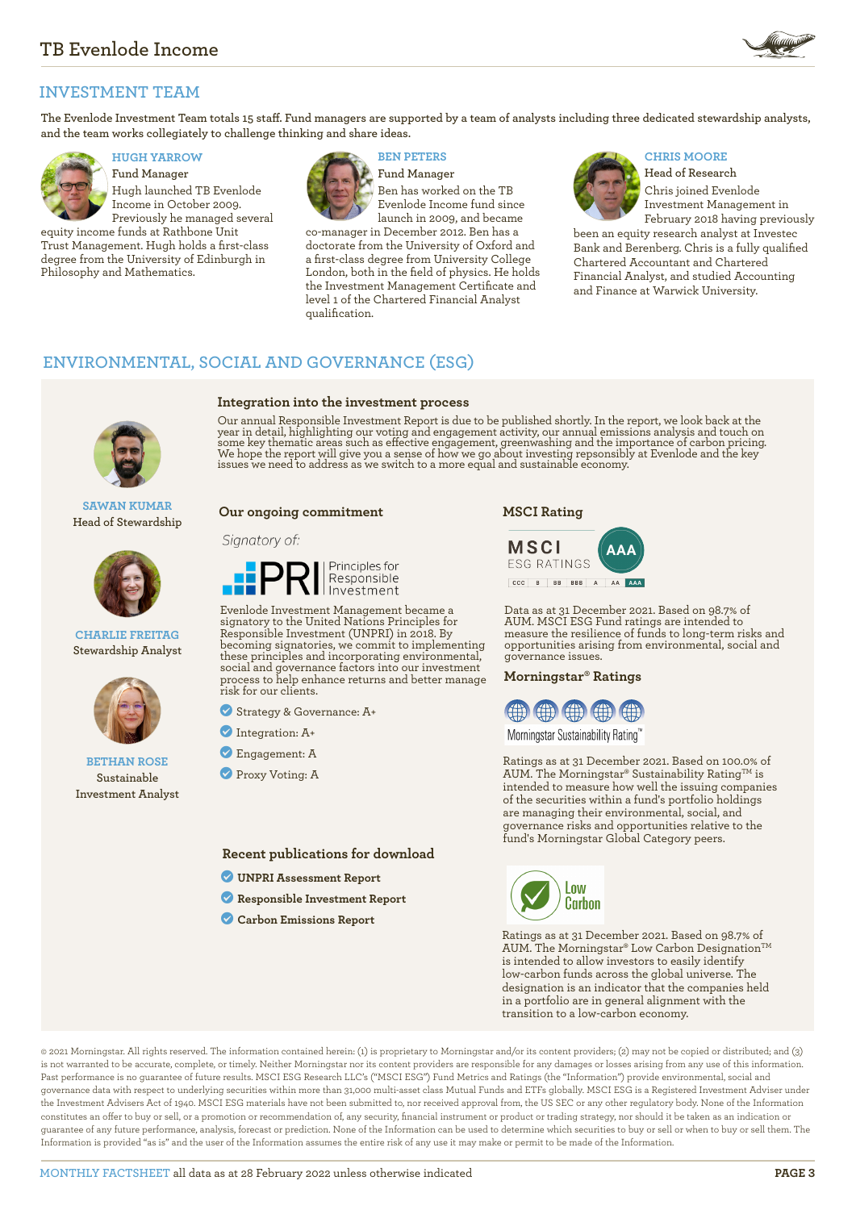## INVESTMENT TEAM

The Evenlode Investment Team totals 15 staff. Fund managers are supported by a team of analysts including three dedicated stewardship analysts, and the team works collegiately to challenge thinking and share ideas.

### HUGH YARROW
Fund Manager

Hugh launched TB Evenlode Income in October 2009. Previously he managed several equity income funds at Rathbone Unit Trust Management. Hugh holds a first-class degree from the University of Edinburgh in Philosophy and Mathematics.

### BEN PETERS
Fund Manager

Ben has worked on the TB Evenlode Income fund since launch in 2009, and became co-manager in December 2012. Ben has a doctorate from the University of Oxford and a first-class degree from University College London, both in the field of physics. He holds the Investment Management Certificate and level 1 of the Chartered Financial Analyst qualification.

### CHRIS MOORE
Head of Research

Chris joined Evenlode Investment Management in February 2018 having previously been an equity research analyst at Investec Bank and Berenberg. Chris is a fully qualified Chartered Accountant and Chartered Financial Analyst, and studied Accounting and Finance at Warwick University.

## ENVIRONMENTAL, SOCIAL AND GOVERNANCE (ESG)

**SAWAN KUMAR**
Head of Stewardship

**CHARLIE FREITAG**
Stewardship Analyst

**BETHAN ROSE**
Sustainable Investment Analyst

### Integration into the investment process

Our annual Responsible Investment Report is due to be published shortly. In the report, we look back at the year in detail, highlighting our voting and engagement activity, our annual emissions analysis and touch on some key thematic areas such as effective engagement, greenwashing and the importance of carbon pricing. We hope the report will give you a sense of how we go about investing repsonsibly at Evenlode and the key issues we need to address as we switch to a more equal and sustainable economy.

### Our ongoing commitment

*Signatory of:*

PRI Principles for Responsible Investment

Evenlode Investment Management became a signatory to the United Nations Principles for Responsible Investment (UNPRI) in 2018. By becoming signatories, we commit to implementing these principles and incorporating environmental, social and governance factors into our investment process to help enhance returns and better manage risk for our clients.

- Strategy & Governance: A+
- Integration: A+
- Engagement: A
- Proxy Voting: A

### MSCI Rating

MSCI ESG RATINGS: AAA (CCC | B | BB | BBB | A | AA | AAA)

Data as at 31 December 2021. Based on 98.7% of AUM. MSCI ESG Fund ratings are intended to measure the resilience of funds to long-term risks and opportunities arising from environmental, social and governance issues.

### Morningstar® Ratings

Morningstar Sustainability Rating™

Ratings as at 31 December 2021. Based on 100.0% of AUM. The Morningstar® Sustainability Rating™ is intended to measure how well the issuing companies of the securities within a fund's portfolio holdings are managing their environmental, social, and governance risks and opportunities relative to the fund's Morningstar Global Category peers.

Low Carbon

Ratings as at 31 December 2021. Based on 98.7% of AUM. The Morningstar® Low Carbon Designation™ is intended to allow investors to easily identify low-carbon funds across the global universe. The designation is an indicator that the companies held in a portfolio are in general alignment with the transition to a low-carbon economy.

### Recent publications for download

- **UNPRI Assessment Report**
- **Responsible Investment Report**
- **Carbon Emissions Report**

© 2021 Morningstar. All rights reserved. The information contained herein: (1) is proprietary to Morningstar and/or its content providers; (2) may not be copied or distributed; and (3) is not warranted to be accurate, complete, or timely. Neither Morningstar nor its content providers are responsible for any damages or losses arising from any use of this information. Past performance is no guarantee of future results. MSCI ESG Research LLC's ("MSCI ESG") Fund Metrics and Ratings (the "Information") provide environmental, social and governance data with respect to underlying securities within more than 31,000 multi-asset class Mutual Funds and ETFs globally. MSCI ESG is a Registered Investment Adviser under the Investment Advisers Act of 1940. MSCI ESG materials have not been submitted to, nor received approval from, the US SEC or any other regulatory body. None of the Information constitutes an offer to buy or sell, or a promotion or recommendation of, any security, financial instrument or product or trading strategy, nor should it be taken as an indication or guarantee of any future performance, analysis, forecast or prediction. None of the Information can be used to determine which securities to buy or sell or when to buy or sell them. The Information is provided "as is" and the user of the Information assumes the entire risk of any use it may make or permit to be made of the Information.

MONTHLY FACTSHEET all data as at 28 February 2022 unless otherwise indicated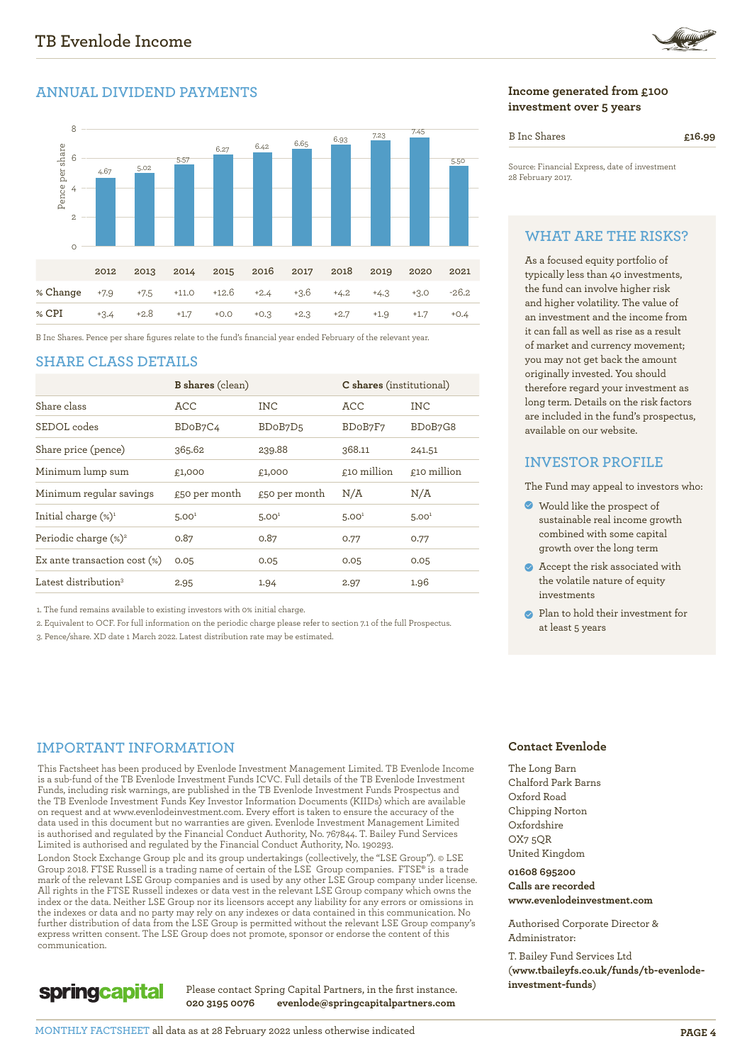## ANNUAL DIVIDEND PAYMENTS

Pence per share

8
6
4
2
0

4.67 5.02 5.57 6.27 6.42 6.65 6.93 7.23 7.45 5.50

| | 2012 | 2013 | 2014 | 2015 | 2016 | 2017 | 2018 | 2019 | 2020 | 2021 |
|---|---|---|---|---|---|---|---|---|---|---|
| % Change | +7.9 | +7.5 | +11.0 | +12.6 | +2.4 | +3.6 | +4.2 | +4.3 | +3.0 | -26.2 |
| % CPI | +3.4 | +2.8 | +1.7 | +0.0 | +0.3 | +2.3 | +2.7 | +1.9 | +1.7 | +0.4 |

B Inc Shares. Pence per share figures relate to the fund's financial year ended February of the relevant year.

## SHARE CLASS DETAILS

| | **B shares** (clean) | | **C shares** (institutional) | |
|---|---|---|---|---|
| Share class | ACC | INC | ACC | INC |
| SEDOL codes | BD0B7C4 | BD0B7D5 | BD0B7F7 | BD0B7G8 |
| Share price (pence) | 365.62 | 239.88 | 368.11 | 241.51 |
| Minimum lump sum | £1,000 | £1,000 | £10 million | £10 million |
| Minimum regular savings | £50 per month | £50 per month | N/A | N/A |
| Initial charge (%)[1] | 5.00[1] | 5.00[1] | 5.00[1] | 5.00[1] |
| Periodic charge (%)[2] | 0.87 | 0.87 | 0.77 | 0.77 |
| Ex ante transaction cost (%) | 0.05 | 0.05 | 0.05 | 0.05 |
| Latest distribution[3] | 2.95 | 1.94 | 2.97 | 1.96 |

1. The fund remains available to existing investors with 0% initial charge.
2. Equivalent to OCF. For full information on the periodic charge please refer to section 7.1 of the full Prospectus.
3. Pence/share. XD date 1 March 2022. Latest distribution rate may be estimated.

**Income generated from £100 investment over 5 years**

| | |
|---|---|
| B Inc Shares | **£16.99** |

Source: Financial Express, date of investment 28 February 2017.

## WHAT ARE THE RISKS?

As a focused equity portfolio of typically less than 40 investments, the fund can involve higher risk and higher volatility. The value of an investment and the income from it can fall as well as rise as a result of market and currency movement; you may not get back the amount originally invested. You should therefore regard your investment as long term. Details on the risk factors are included in the fund's prospectus, available on our website.

## INVESTOR PROFILE

The Fund may appeal to investors who:

- Would like the prospect of sustainable real income growth combined with some capital growth over the long term
- Accept the risk associated with the volatile nature of equity investments
- Plan to hold their investment for at least 5 years

## IMPORTANT INFORMATION

This Factsheet has been produced by Evenlode Investment Management Limited. TB Evenlode Income is a sub-fund of the TB Evenlode Investment Funds ICVC. Full details of the TB Evenlode Investment Funds, including risk warnings, are published in the TB Evenlode Investment Funds Prospectus and the TB Evenlode Investment Funds Key Investor Information Documents (KIIDs) which are available on request and at www.evenlodeinvestment.com. Every effort is taken to ensure the accuracy of the data used in this document but no warranties are given. Evenlode Investment Management Limited is authorised and regulated by the Financial Conduct Authority, No. 767844. T. Bailey Fund Services Limited is authorised and regulated by the Financial Conduct Authority, No. 190293.

London Stock Exchange Group plc and its group undertakings (collectively, the "LSE Group"). © LSE Group 2018. FTSE Russell is a trading name of certain of the LSE Group companies. FTSE® is a trade mark of the relevant LSE Group companies and is used by any other LSE Group company under license. All rights in the FTSE Russell indexes or data vest in the relevant LSE Group company which owns the index or the data. Neither LSE Group nor its licensors accept any liability for any errors or omissions in the indexes or data and no party may rely on any indexes or data contained in this communication. No further distribution of data from the LSE Group is permitted without the relevant LSE Group company's express written consent. The LSE Group does not promote, sponsor or endorse the content of this communication.

**springcapital**

Please contact Spring Capital Partners, in the first instance.
**020 3195 0076** **evenlode@springcapitalpartners.com**

**Contact Evenlode**

The Long Barn
Chalford Park Barns
Oxford Road
Chipping Norton
Oxfordshire
OX7 5QR
United Kingdom

**01608 695200**
**Calls are recorded**
**www.evenlodeinvestment.com**

Authorised Corporate Director & Administrator:

T. Bailey Fund Services Ltd
(**www.tbaileyfs.co.uk/funds/tb-evenlode-investment-funds**)

MONTHLY FACTSHEET all data as at 28 February 2022 unless otherwise indicated